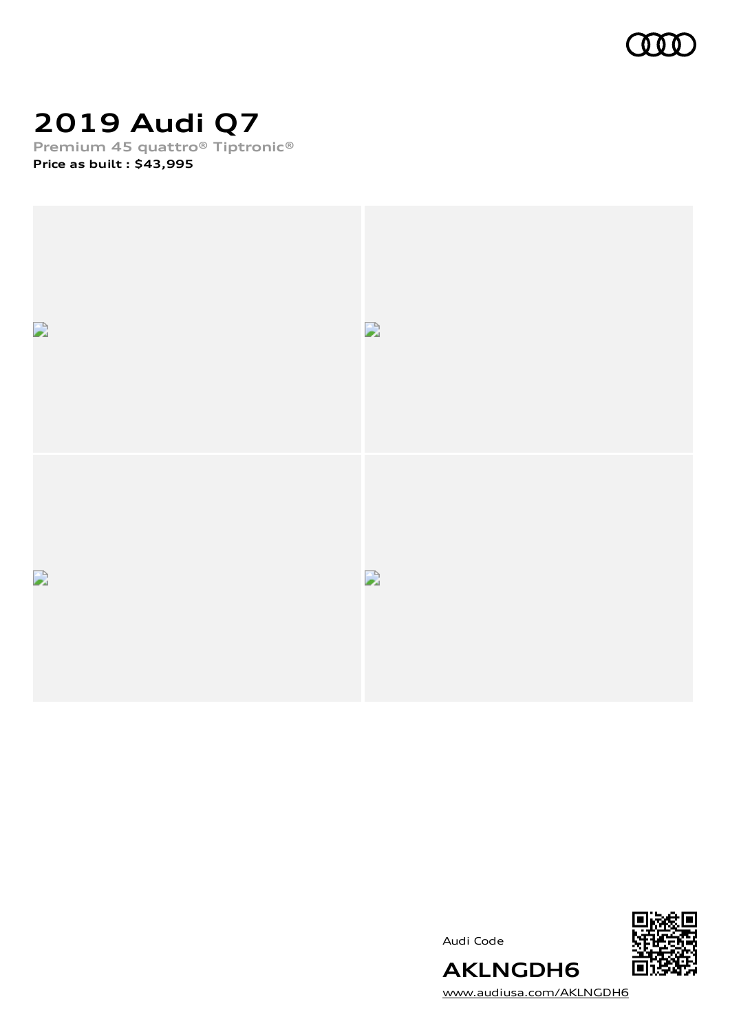# 2019 Audi Q7

**Premium 45 quattro® Tiptronic®**

**Price as built : $43,995**

Audi Code

**AKLNGDH6**

www.audiusa.com/AKLNGDH6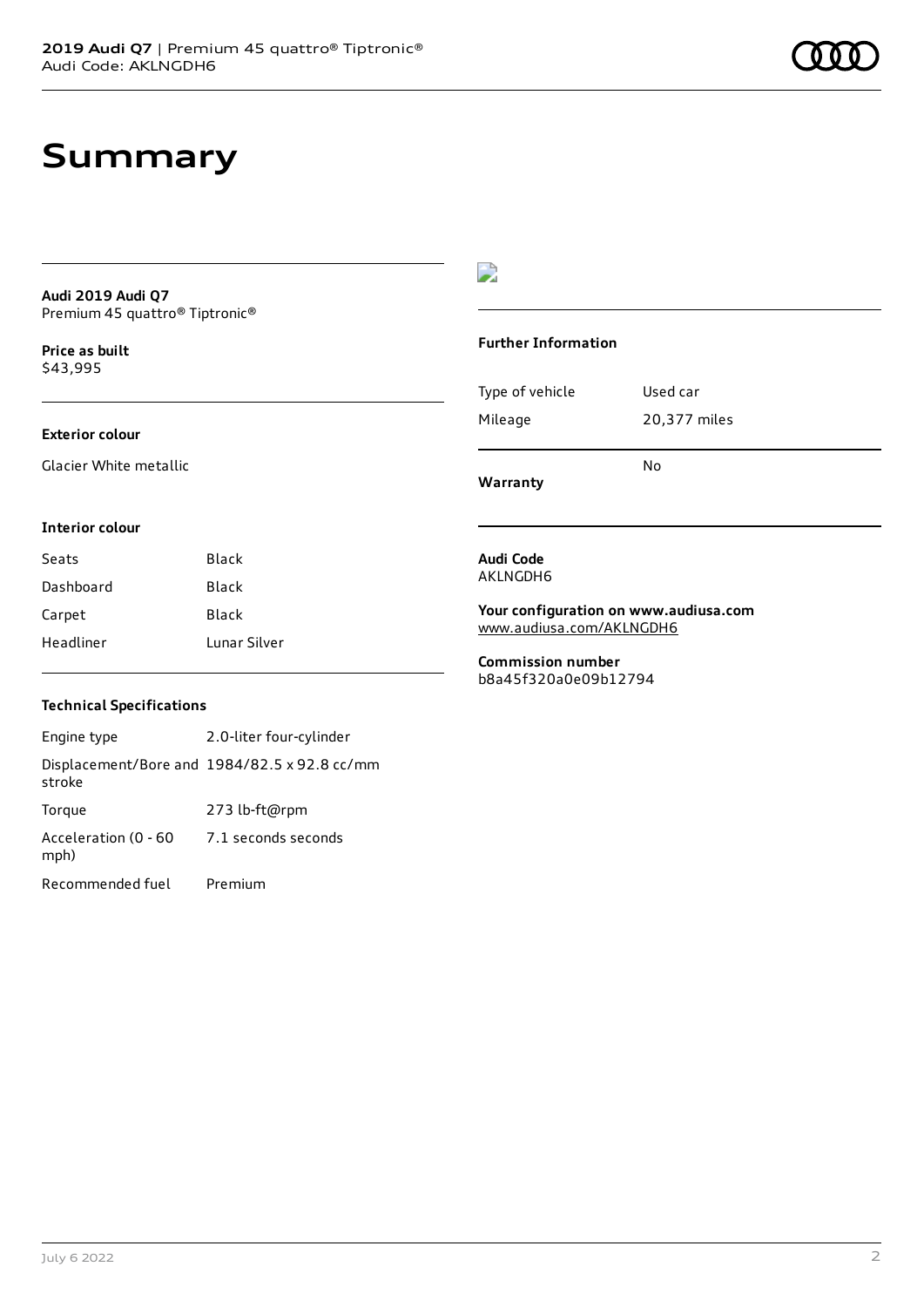# Summary

**Audi 2019 Audi Q7**
Premium 45 quattro® Tiptronic®

**Price as built**
$43,995

**Exterior colour**

Glacier White metallic

**Interior colour**

| Seats | Black |
| --- | --- |
| Dashboard | Black |
| Carpet | Black |
| Headliner | Lunar Silver |

**Technical Specifications**

| Engine type | 2.0-liter four-cylinder |
| --- | --- |
| Displacement/Bore and stroke | 1984/82.5 x 92.8 cc/mm |
| Torque | 273 lb-ft@rpm |
| Acceleration (0 - 60 mph) | 7.1 seconds seconds |
| Recommended fuel | Premium |

**Further Information**

| Type of vehicle | Used car |
| --- | --- |
| Mileage | 20,377 miles |
| **Warranty** | No |

**Audi Code**
AKLNGDH6

**Your configuration on www.audiusa.com**
www.audiusa.com/AKLNGDH6

**Commission number**
b8a45f320a0e09b12794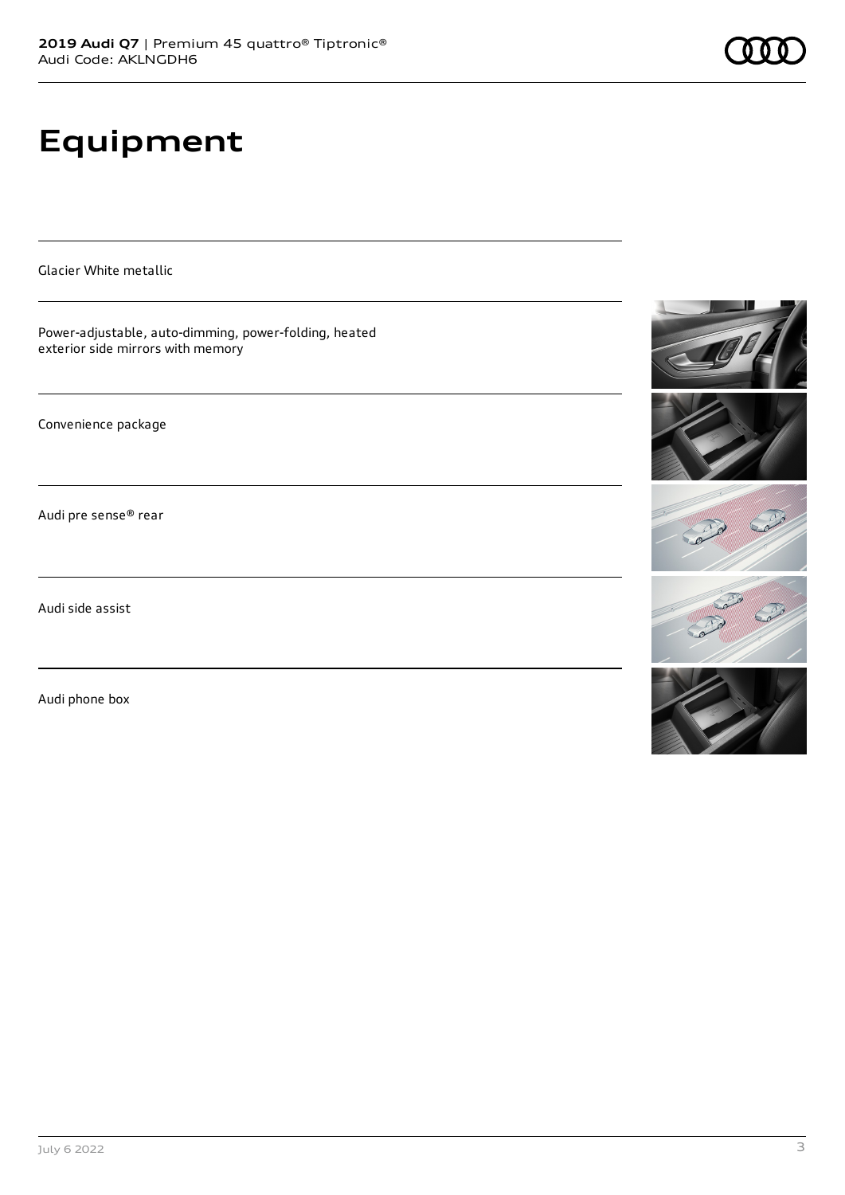# Equipment

Glacier White metallic

Power-adjustable, auto-dimming, power-folding, heated exterior side mirrors with memory

Convenience package

Audi pre sense® rear

Audi side assist

Audi phone box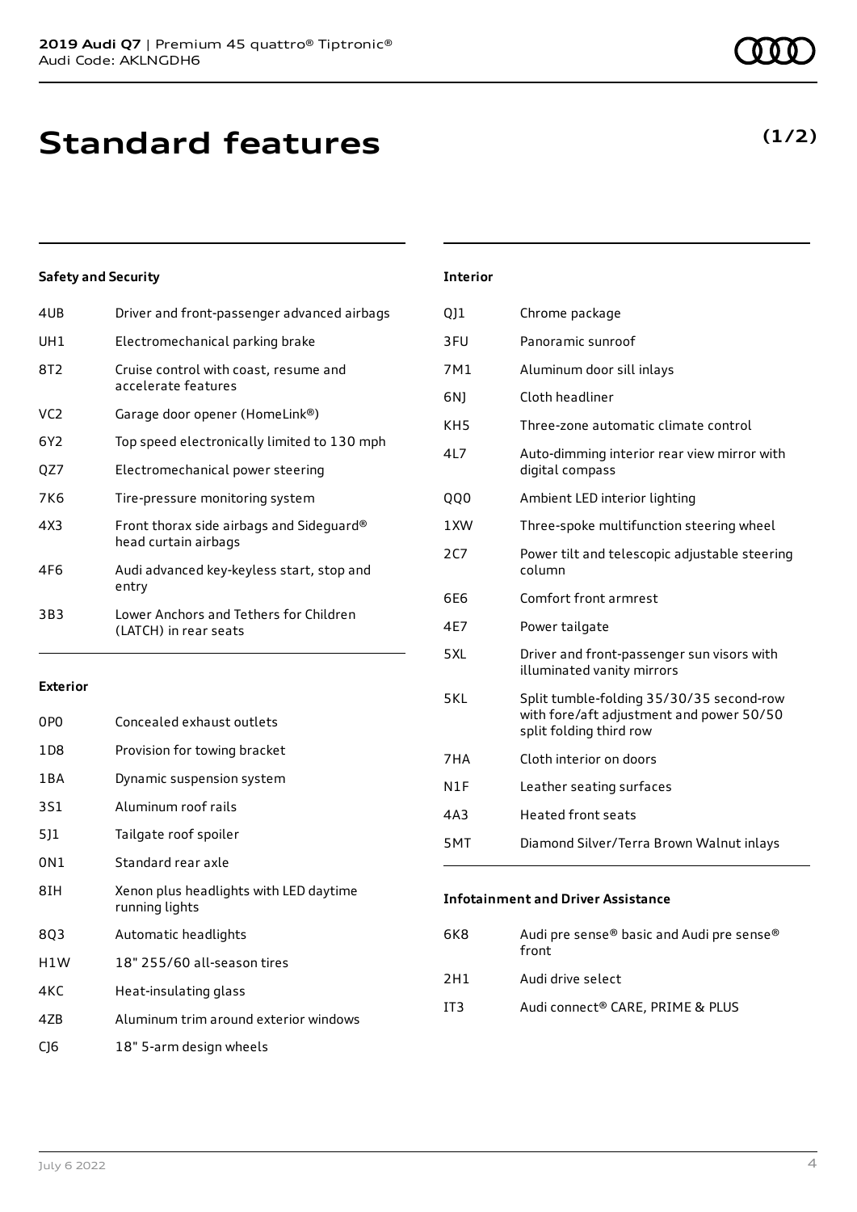# Standard features

**(1/2)**

### Safety and Security

| | |
|---|---|
| 4UB | Driver and front-passenger advanced airbags |
| UH1 | Electromechanical parking brake |
| 8T2 | Cruise control with coast, resume and accelerate features |
| VC2 | Garage door opener (HomeLink®) |
| 6Y2 | Top speed electronically limited to 130 mph |
| QZ7 | Electromechanical power steering |
| 7K6 | Tire-pressure monitoring system |
| 4X3 | Front thorax side airbags and Sideguard® head curtain airbags |
| 4F6 | Audi advanced key-keyless start, stop and entry |
| 3B3 | Lower Anchors and Tethers for Children (LATCH) in rear seats |

### Exterior

| | |
|---|---|
| 0P0 | Concealed exhaust outlets |
| 1D8 | Provision for towing bracket |
| 1BA | Dynamic suspension system |
| 3S1 | Aluminum roof rails |
| 5J1 | Tailgate roof spoiler |
| 0N1 | Standard rear axle |
| 8IH | Xenon plus headlights with LED daytime running lights |
| 8Q3 | Automatic headlights |
| H1W | 18" 255/60 all-season tires |
| 4KC | Heat-insulating glass |
| 4ZB | Aluminum trim around exterior windows |
| CJ6 | 18" 5-arm design wheels |

### Interior

| | |
|---|---|
| QJ1 | Chrome package |
| 3FU | Panoramic sunroof |
| 7M1 | Aluminum door sill inlays |
| 6NJ | Cloth headliner |
| KH5 | Three-zone automatic climate control |
| 4L7 | Auto-dimming interior rear view mirror with digital compass |
| QQ0 | Ambient LED interior lighting |
| 1XW | Three-spoke multifunction steering wheel |
| 2C7 | Power tilt and telescopic adjustable steering column |
| 6E6 | Comfort front armrest |
| 4E7 | Power tailgate |
| 5XL | Driver and front-passenger sun visors with illuminated vanity mirrors |
| 5KL | Split tumble-folding 35/30/35 second-row with fore/aft adjustment and power 50/50 split folding third row |
| 7HA | Cloth interior on doors |
| N1F | Leather seating surfaces |
| 4A3 | Heated front seats |
| 5MT | Diamond Silver/Terra Brown Walnut inlays |

### Infotainment and Driver Assistance

| | |
|---|---|
| 6K8 | Audi pre sense® basic and Audi pre sense® front |
| 2H1 | Audi drive select |
| IT3 | Audi connect® CARE, PRIME & PLUS |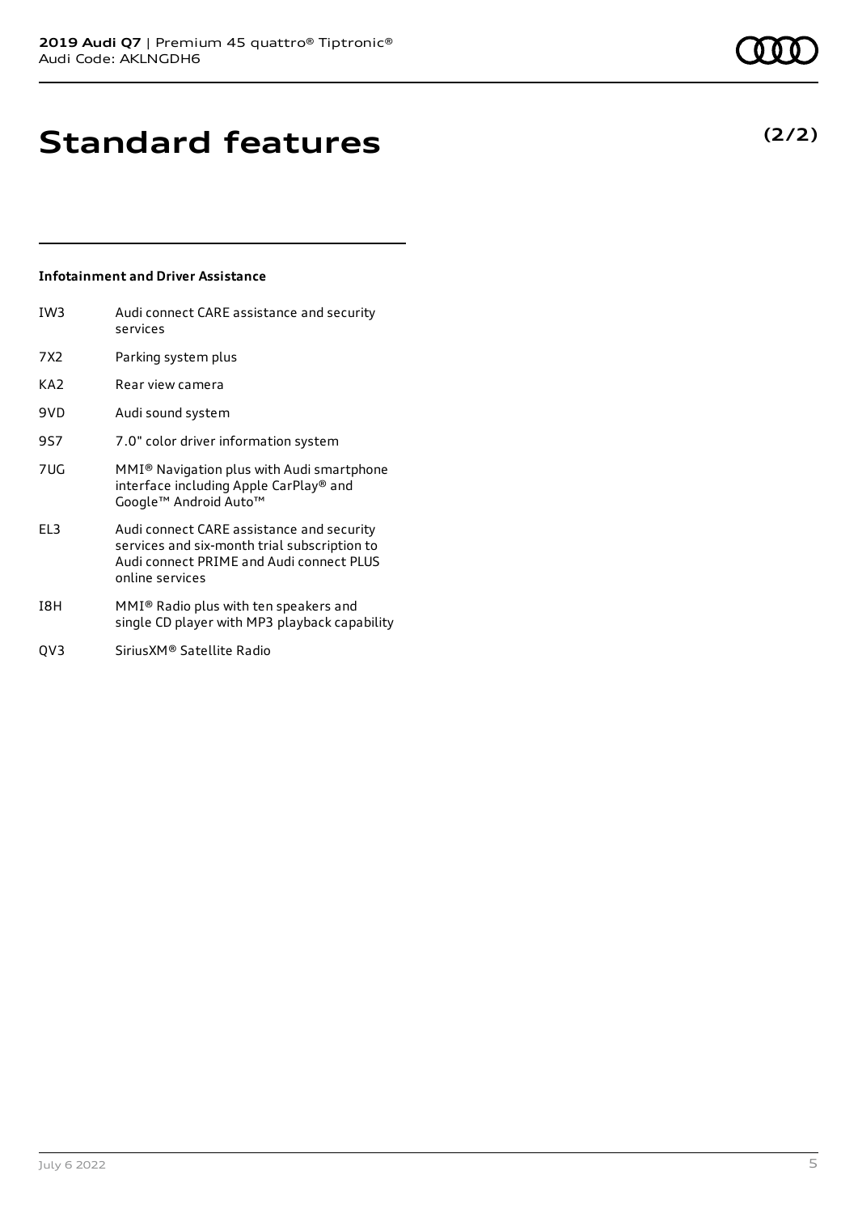# Standard features

**(2/2)**

### Infotainment and Driver Assistance

| | |
|---|---|
| IW3 | Audi connect CARE assistance and security services |
| 7X2 | Parking system plus |
| KA2 | Rear view camera |
| 9VD | Audi sound system |
| 9S7 | 7.0" color driver information system |
| 7UG | MMI® Navigation plus with Audi smartphone interface including Apple CarPlay® and Google™ Android Auto™ |
| EL3 | Audi connect CARE assistance and security services and six-month trial subscription to Audi connect PRIME and Audi connect PLUS online services |
| I8H | MMI® Radio plus with ten speakers and single CD player with MP3 playback capability |
| QV3 | SiriusXM® Satellite Radio |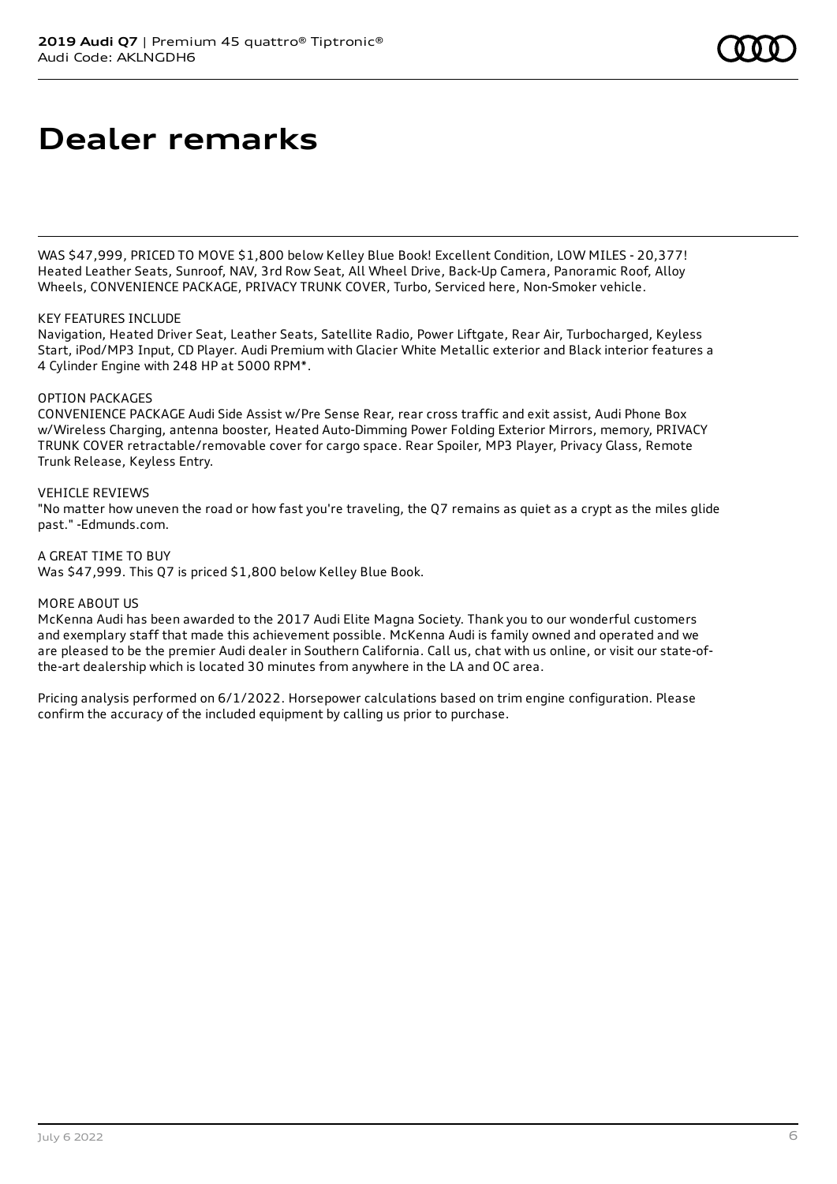# Dealer remarks

WAS $47,999, PRICED TO MOVE $1,800 below Kelley Blue Book! Excellent Condition, LOW MILES - 20,377! Heated Leather Seats, Sunroof, NAV, 3rd Row Seat, All Wheel Drive, Back-Up Camera, Panoramic Roof, Alloy Wheels, CONVENIENCE PACKAGE, PRIVACY TRUNK COVER, Turbo, Serviced here, Non-Smoker vehicle.

KEY FEATURES INCLUDE
Navigation, Heated Driver Seat, Leather Seats, Satellite Radio, Power Liftgate, Rear Air, Turbocharged, Keyless Start, iPod/MP3 Input, CD Player. Audi Premium with Glacier White Metallic exterior and Black interior features a 4 Cylinder Engine with 248 HP at 5000 RPM*.

OPTION PACKAGES
CONVENIENCE PACKAGE Audi Side Assist w/Pre Sense Rear, rear cross traffic and exit assist, Audi Phone Box w/Wireless Charging, antenna booster, Heated Auto-Dimming Power Folding Exterior Mirrors, memory, PRIVACY TRUNK COVER retractable/removable cover for cargo space. Rear Spoiler, MP3 Player, Privacy Glass, Remote Trunk Release, Keyless Entry.

VEHICLE REVIEWS
"No matter how uneven the road or how fast you're traveling, the Q7 remains as quiet as a crypt as the miles glide past." -Edmunds.com.

A GREAT TIME TO BUY
Was $47,999. This Q7 is priced $1,800 below Kelley Blue Book.

MORE ABOUT US
McKenna Audi has been awarded to the 2017 Audi Elite Magna Society. Thank you to our wonderful customers and exemplary staff that made this achievement possible. McKenna Audi is family owned and operated and we are pleased to be the premier Audi dealer in Southern California. Call us, chat with us online, or visit our state-of-the-art dealership which is located 30 minutes from anywhere in the LA and OC area.

Pricing analysis performed on 6/1/2022. Horsepower calculations based on trim engine configuration. Please confirm the accuracy of the included equipment by calling us prior to purchase.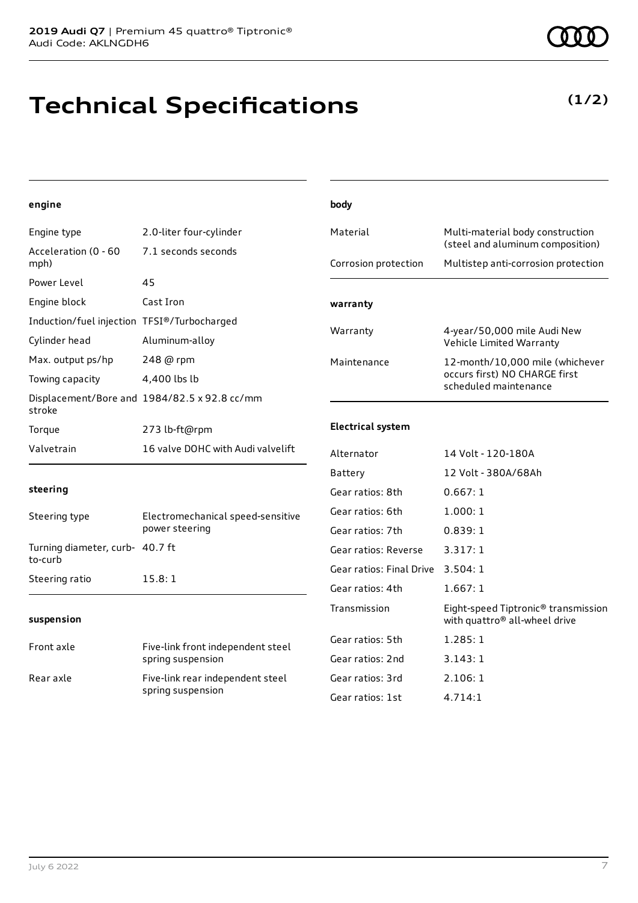2019 Audi Q7 | Premium 45 quattro® Tiptronic®
Audi Code: AKLNGDH6

# Technical Specifications

**(1/2)**

### engine

| | |
|---|---|
| Engine type | 2.0-liter four-cylinder |
| Acceleration (0 - 60 mph) | 7.1 seconds seconds |
| Power Level | 45 |
| Engine block | Cast Iron |
| Induction/fuel injection | TFSI®/Turbocharged |
| Cylinder head | Aluminum-alloy |
| Max. output ps/hp | 248 @ rpm |
| Towing capacity | 4,400 lbs lb |
| Displacement/Bore and stroke | 1984/82.5 x 92.8 cc/mm |
| Torque | 273 lb-ft@rpm |
| Valvetrain | 16 valve DOHC with Audi valvelift |

### steering

| | |
|---|---|
| Steering type | Electromechanical speed-sensitive power steering |
| Turning diameter, curb-to-curb | 40.7 ft |
| Steering ratio | 15.8: 1 |

### suspension

| | |
|---|---|
| Front axle | Five-link front independent steel spring suspension |
| Rear axle | Five-link rear independent steel spring suspension |

### body

| | |
|---|---|
| Material | Multi-material body construction (steel and aluminum composition) |
| Corrosion protection | Multistep anti-corrosion protection |

### warranty

| | |
|---|---|
| Warranty | 4-year/50,000 mile Audi New Vehicle Limited Warranty |
| Maintenance | 12-month/10,000 mile (whichever occurs first) NO CHARGE first scheduled maintenance |

### Electrical system

| | |
|---|---|
| Alternator | 14 Volt - 120-180A |
| Battery | 12 Volt - 380A/68Ah |
| Gear ratios: 8th | 0.667: 1 |
| Gear ratios: 6th | 1.000: 1 |
| Gear ratios: 7th | 0.839: 1 |
| Gear ratios: Reverse | 3.317: 1 |
| Gear ratios: Final Drive | 3.504: 1 |
| Gear ratios: 4th | 1.667: 1 |
| Transmission | Eight-speed Tiptronic® transmission with quattro® all-wheel drive |
| Gear ratios: 5th | 1.285: 1 |
| Gear ratios: 2nd | 3.143: 1 |
| Gear ratios: 3rd | 2.106: 1 |
| Gear ratios: 1st | 4.714:1 |

July 6 2022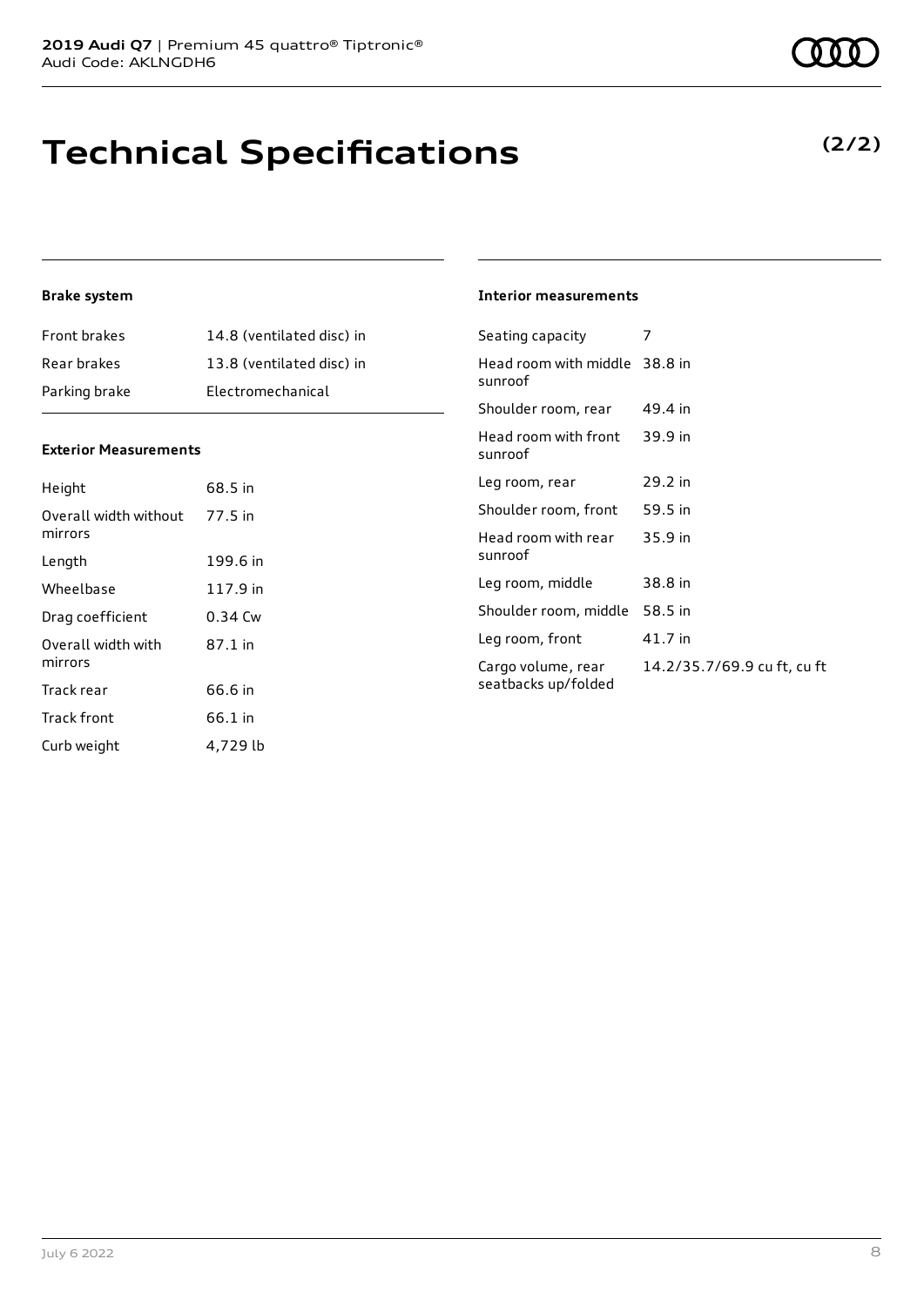# Technical Specifications

**(2/2)**

### Brake system

| | |
|---|---|
| Front brakes | 14.8 (ventilated disc) in |
| Rear brakes | 13.8 (ventilated disc) in |
| Parking brake | Electromechanical |

### Exterior Measurements

| | |
|---|---|
| Height | 68.5 in |
| Overall width without mirrors | 77.5 in |
| Length | 199.6 in |
| Wheelbase | 117.9 in |
| Drag coefficient | 0.34 Cw |
| Overall width with mirrors | 87.1 in |
| Track rear | 66.6 in |
| Track front | 66.1 in |
| Curb weight | 4,729 lb |

### Interior measurements

| | |
|---|---|
| Seating capacity | 7 |
| Head room with middle sunroof | 38.8 in |
| Shoulder room, rear | 49.4 in |
| Head room with front sunroof | 39.9 in |
| Leg room, rear | 29.2 in |
| Shoulder room, front | 59.5 in |
| Head room with rear sunroof | 35.9 in |
| Leg room, middle | 38.8 in |
| Shoulder room, middle | 58.5 in |
| Leg room, front | 41.7 in |
| Cargo volume, rear seatbacks up/folded | 14.2/35.7/69.9 cu ft, cu ft |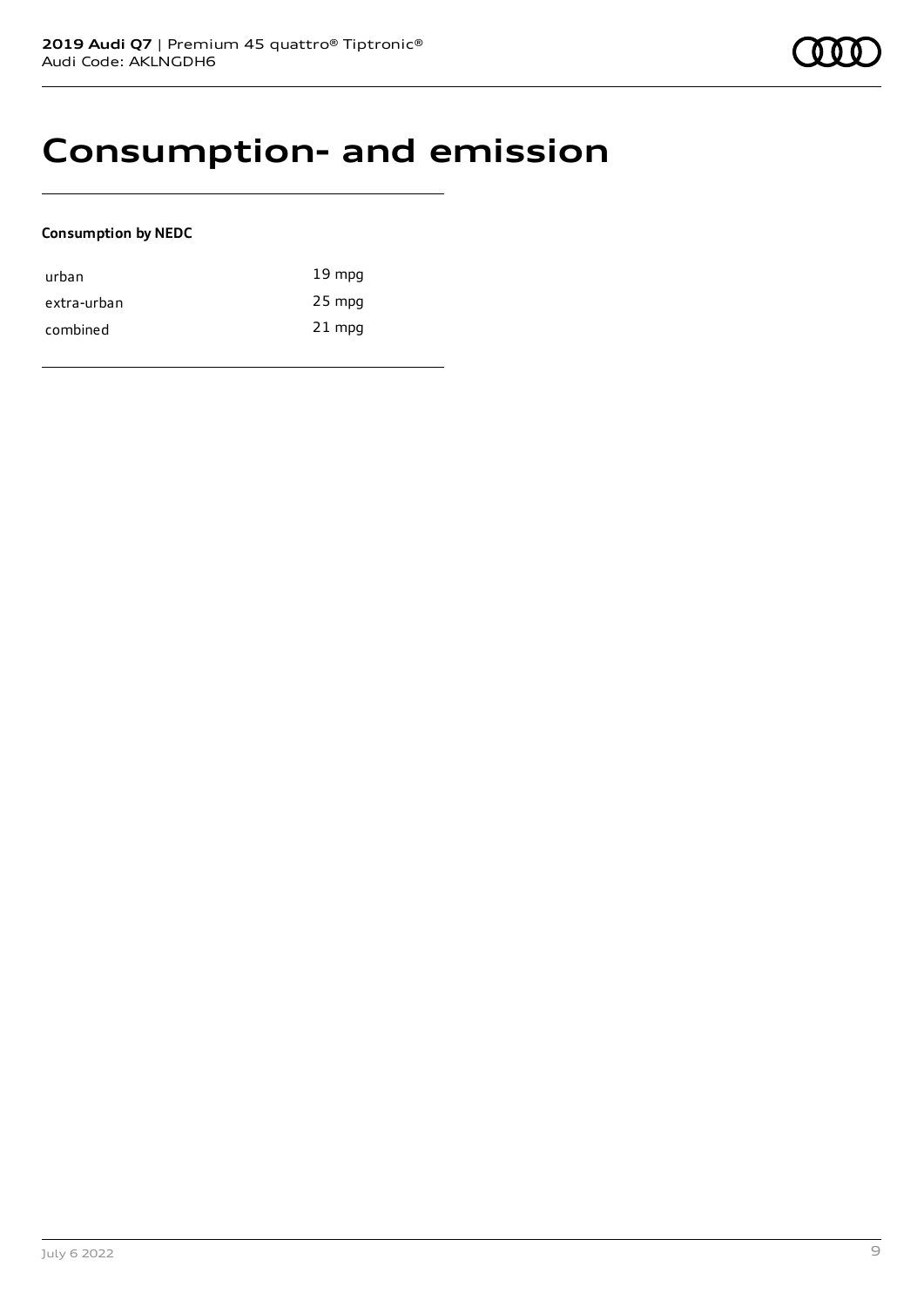# Consumption- and emission

**Consumption by NEDC**

| | |
|---|---|
| urban | 19 mpg |
| extra-urban | 25 mpg |
| combined | 21 mpg |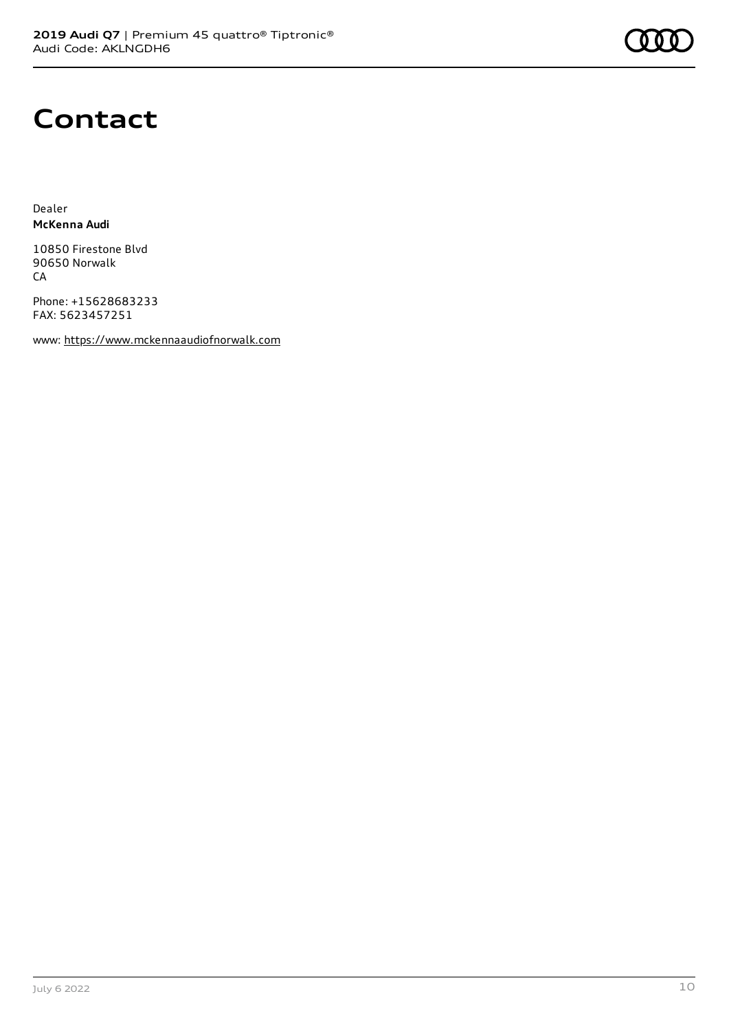# Contact

Dealer
**McKenna Audi**

10850 Firestone Blvd
90650 Norwalk
CA

Phone: +15628683233
FAX: 5623457251

www: https://www.mckennaaudiofnorwalk.com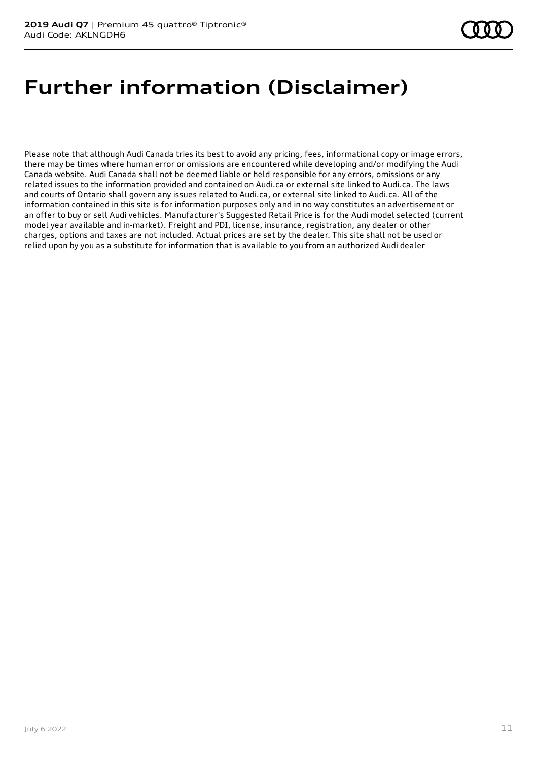# Further information (Disclaimer)

Please note that although Audi Canada tries its best to avoid any pricing, fees, informational copy or image errors, there may be times where human error or omissions are encountered while developing and/or modifying the Audi Canada website. Audi Canada shall not be deemed liable or held responsible for any errors, omissions or any related issues to the information provided and contained on Audi.ca or external site linked to Audi.ca. The laws and courts of Ontario shall govern any issues related to Audi.ca, or external site linked to Audi.ca. All of the information contained in this site is for information purposes only and in no way constitutes an advertisement or an offer to buy or sell Audi vehicles. Manufacturer's Suggested Retail Price is for the Audi model selected (current model year available and in-market). Freight and PDI, license, insurance, registration, any dealer or other charges, options and taxes are not included. Actual prices are set by the dealer. This site shall not be used or relied upon by you as a substitute for information that is available to you from an authorized Audi dealer